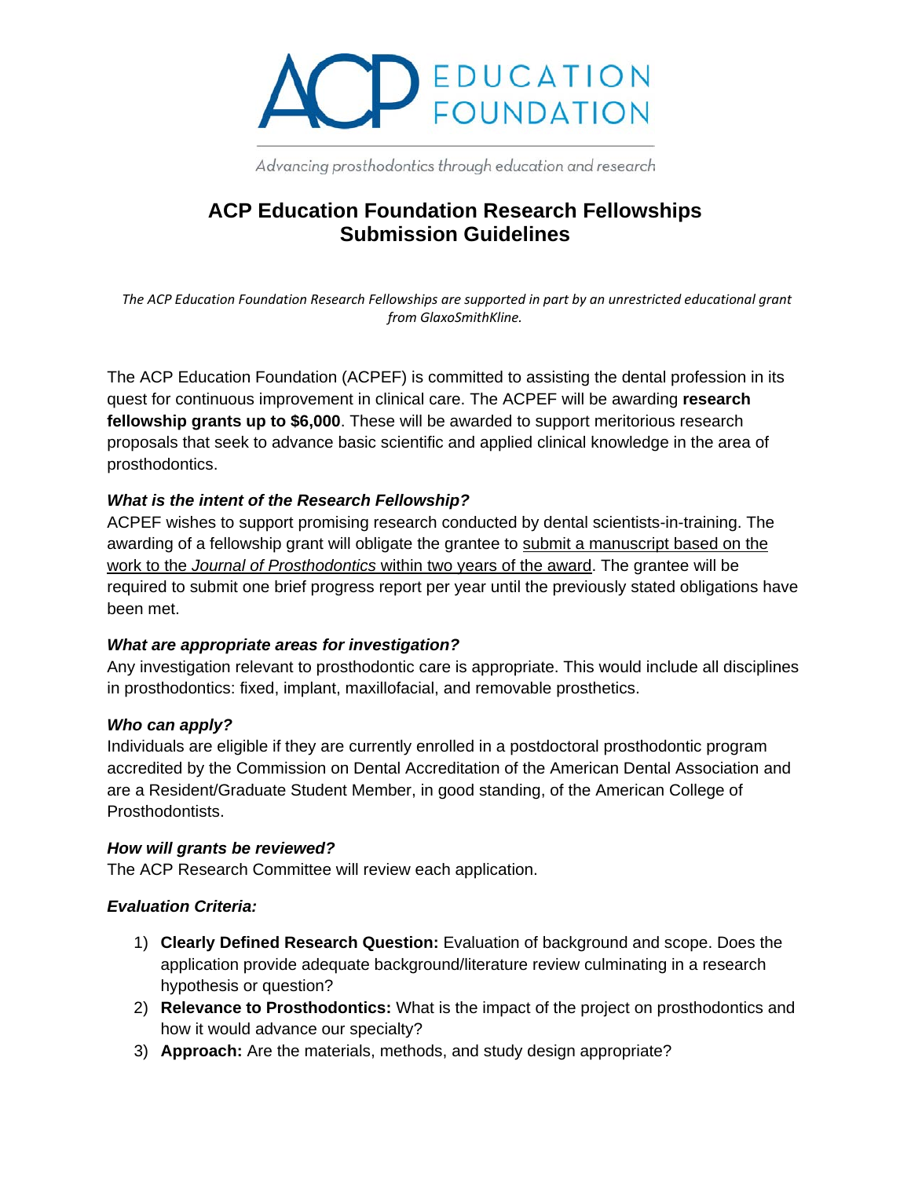ACP EDUCATION FOUNDATION

*Advancing prosthodontics through education and research*

# ACP Education Foundation Research Fellowships Submission Guidelines

*The ACP Education Foundation Research Fellowships are supported in part by an unrestricted educational grant from GlaxoSmithKline.*

The ACP Education Foundation (ACPEF) is committed to assisting the dental profession in its quest for continuous improvement in clinical care. The ACPEF will be awarding **research fellowship grants up to $6,000**. These will be awarded to support meritorious research proposals that seek to advance basic scientific and applied clinical knowledge in the area of prosthodontics.

### *What is the intent of the Research Fellowship?*

ACPEF wishes to support promising research conducted by dental scientists-in-training. The awarding of a fellowship grant will obligate the grantee to submit a manuscript based on the work to the *Journal of Prosthodontics* within two years of the award. The grantee will be required to submit one brief progress report per year until the previously stated obligations have been met.

### *What are appropriate areas for investigation?*

Any investigation relevant to prosthodontic care is appropriate. This would include all disciplines in prosthodontics: fixed, implant, maxillofacial, and removable prosthetics.

### *Who can apply?*

Individuals are eligible if they are currently enrolled in a postdoctoral prosthodontic program accredited by the Commission on Dental Accreditation of the American Dental Association and are a Resident/Graduate Student Member, in good standing, of the American College of Prosthodontists.

### *How will grants be reviewed?*

The ACP Research Committee will review each application.

### *Evaluation Criteria:*

1) **Clearly Defined Research Question:** Evaluation of background and scope. Does the application provide adequate background/literature review culminating in a research hypothesis or question?
2) **Relevance to Prosthodontics:** What is the impact of the project on prosthodontics and how it would advance our specialty?
3) **Approach:** Are the materials, methods, and study design appropriate?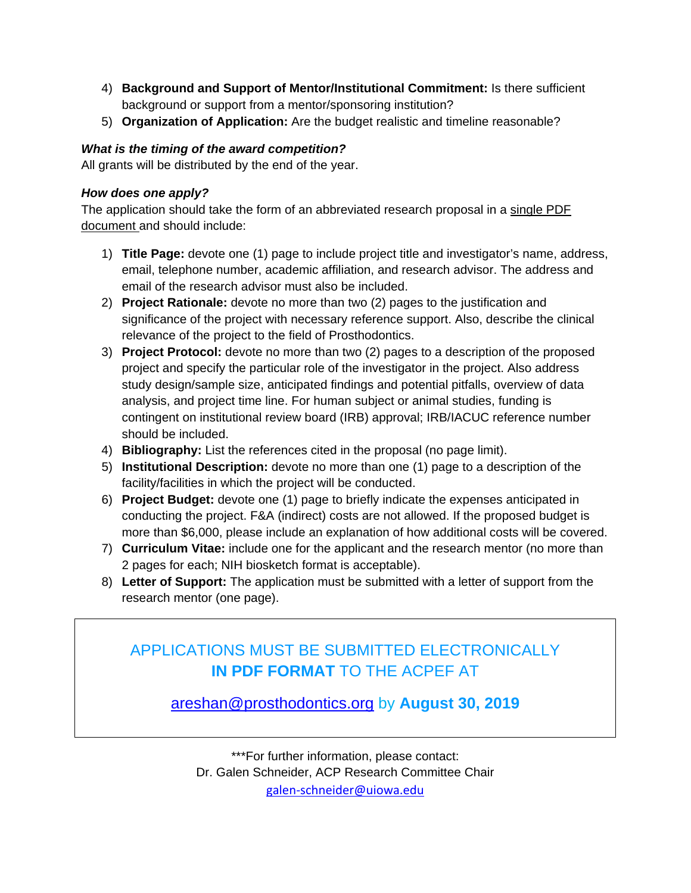4) **Background and Support of Mentor/Institutional Commitment:** Is there sufficient background or support from a mentor/sponsoring institution?
5) **Organization of Application:** Are the budget realistic and timeline reasonable?

***What is the timing of the award competition?***

All grants will be distributed by the end of the year.

***How does one apply?***

The application should take the form of an abbreviated research proposal in a single PDF document and should include:

1) **Title Page:** devote one (1) page to include project title and investigator's name, address, email, telephone number, academic affiliation, and research advisor. The address and email of the research advisor must also be included.
2) **Project Rationale:** devote no more than two (2) pages to the justification and significance of the project with necessary reference support. Also, describe the clinical relevance of the project to the field of Prosthodontics.
3) **Project Protocol:** devote no more than two (2) pages to a description of the proposed project and specify the particular role of the investigator in the project. Also address study design/sample size, anticipated findings and potential pitfalls, overview of data analysis, and project time line. For human subject or animal studies, funding is contingent on institutional review board (IRB) approval; IRB/IACUC reference number should be included.
4) **Bibliography:** List the references cited in the proposal (no page limit).
5) **Institutional Description:** devote no more than one (1) page to a description of the facility/facilities in which the project will be conducted.
6) **Project Budget:** devote one (1) page to briefly indicate the expenses anticipated in conducting the project. F&A (indirect) costs are not allowed. If the proposed budget is more than $6,000, please include an explanation of how additional costs will be covered.
7) **Curriculum Vitae:** include one for the applicant and the research mentor (no more than 2 pages for each; NIH biosketch format is acceptable).
8) **Letter of Support:** The application must be submitted with a letter of support from the research mentor (one page).

APPLICATIONS MUST BE SUBMITTED ELECTRONICALLY **IN PDF FORMAT** TO THE ACPEF AT

areshan@prosthodontics.org by **August 30, 2019**

***For further information, please contact:
Dr. Galen Schneider, ACP Research Committee Chair
galen-schneider@uiowa.edu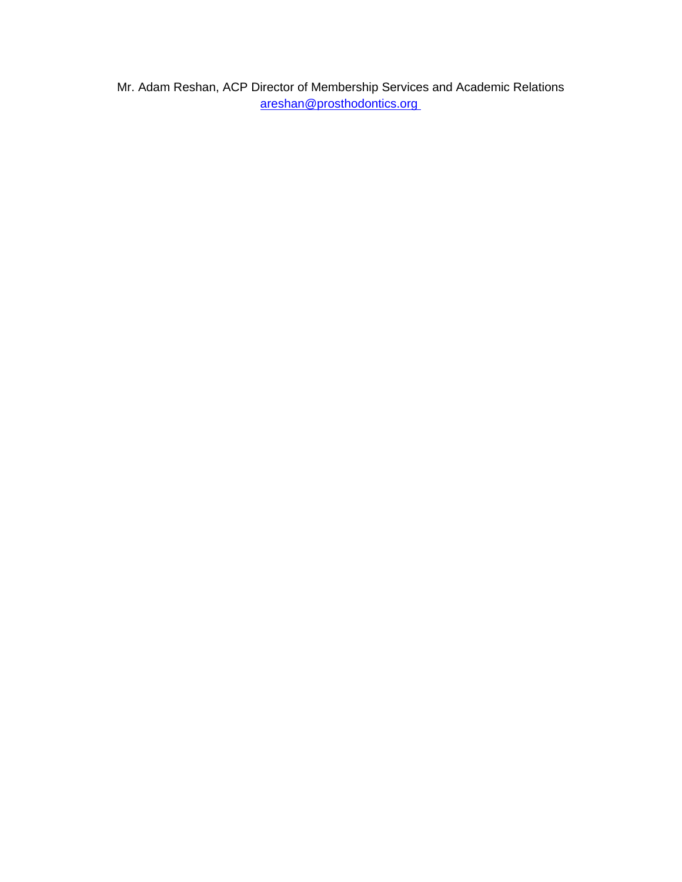Mr. Adam Reshan, ACP Director of Membership Services and Academic Relations
[areshan@prosthodontics.org](mailto:areshan@prosthodontics.org)